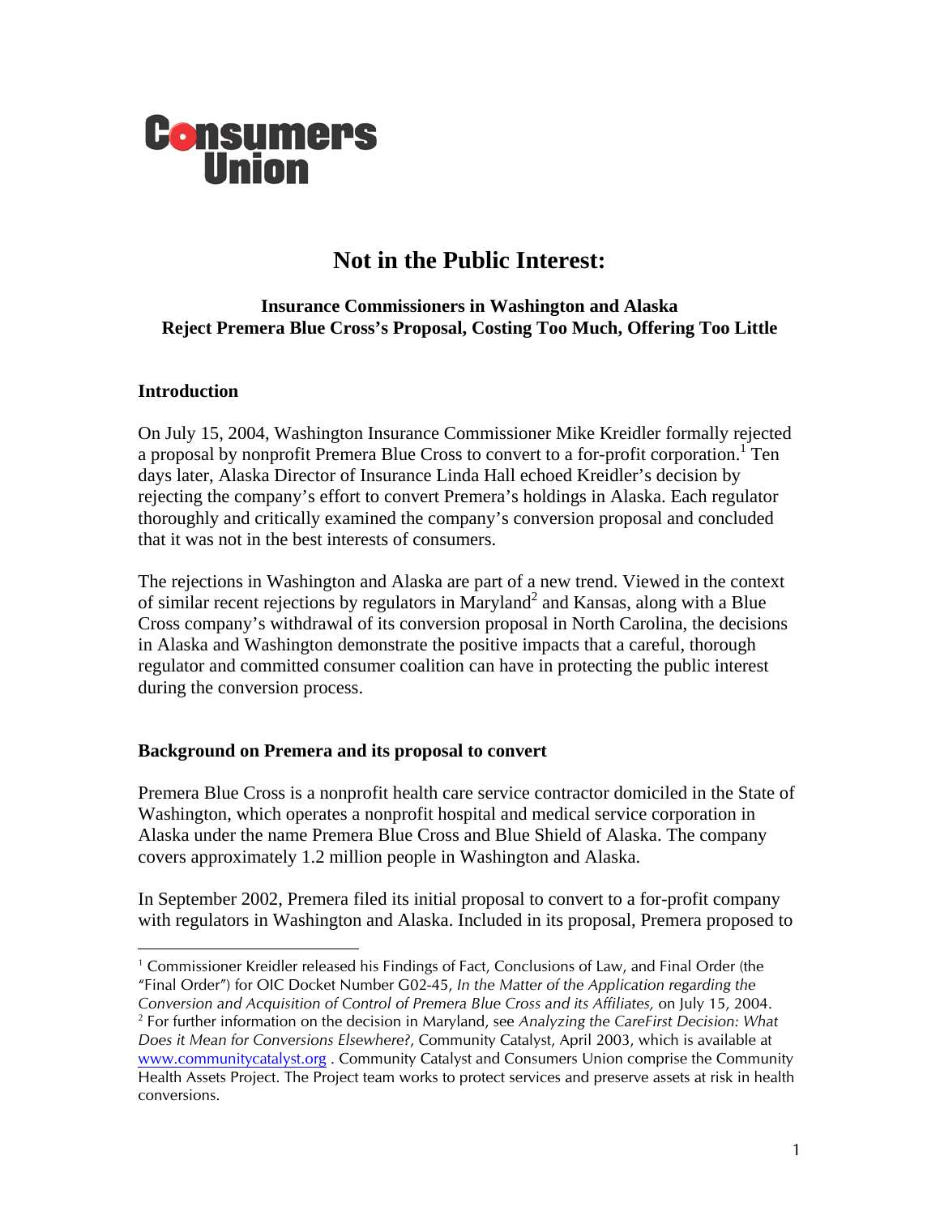**Consumers Union**

# Not in the Public Interest:

### Insurance Commissioners in Washington and Alaska Reject Premera Blue Cross's Proposal, Costing Too Much, Offering Too Little

## Introduction

On July 15, 2004, Washington Insurance Commissioner Mike Kreidler formally rejected a proposal by nonprofit Premera Blue Cross to convert to a for-profit corporation.[1] Ten days later, Alaska Director of Insurance Linda Hall echoed Kreidler's decision by rejecting the company's effort to convert Premera's holdings in Alaska. Each regulator thoroughly and critically examined the company's conversion proposal and concluded that it was not in the best interests of consumers.

The rejections in Washington and Alaska are part of a new trend. Viewed in the context of similar recent rejections by regulators in Maryland[2] and Kansas, along with a Blue Cross company's withdrawal of its conversion proposal in North Carolina, the decisions in Alaska and Washington demonstrate the positive impacts that a careful, thorough regulator and committed consumer coalition can have in protecting the public interest during the conversion process.

## Background on Premera and its proposal to convert

Premera Blue Cross is a nonprofit health care service contractor domiciled in the State of Washington, which operates a nonprofit hospital and medical service corporation in Alaska under the name Premera Blue Cross and Blue Shield of Alaska. The company covers approximately 1.2 million people in Washington and Alaska.

In September 2002, Premera filed its initial proposal to convert to a for-profit company with regulators in Washington and Alaska. Included in its proposal, Premera proposed to

---

[1] Commissioner Kreidler released his Findings of Fact, Conclusions of Law, and Final Order (the "Final Order") for OIC Docket Number G02-45, *In the Matter of the Application regarding the Conversion and Acquisition of Control of Premera Blue Cross and its Affiliates,* on July 15, 2004.

[2] For further information on the decision in Maryland, see *Analyzing the CareFirst Decision: What Does it Mean for Conversions Elsewhere?*, Community Catalyst, April 2003, which is available at www.communitycatalyst.org . Community Catalyst and Consumers Union comprise the Community Health Assets Project. The Project team works to protect services and preserve assets at risk in health conversions.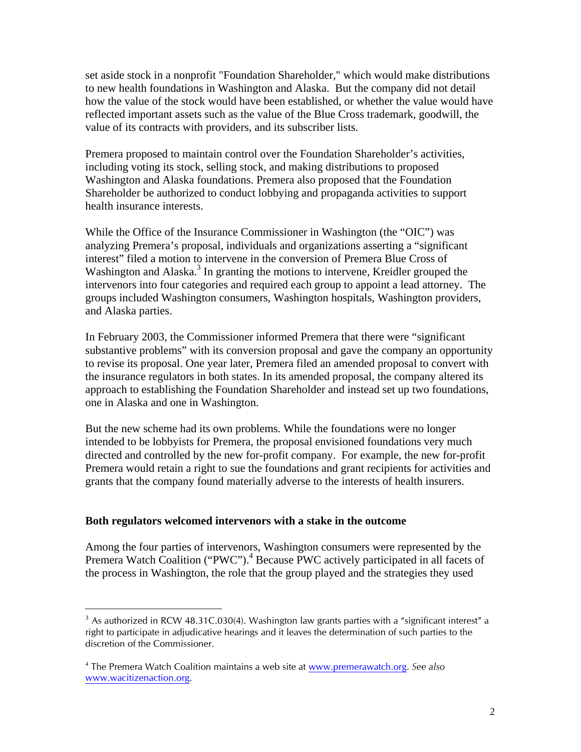set aside stock in a nonprofit "Foundation Shareholder," which would make distributions to new health foundations in Washington and Alaska. But the company did not detail how the value of the stock would have been established, or whether the value would have reflected important assets such as the value of the Blue Cross trademark, goodwill, the value of its contracts with providers, and its subscriber lists.

Premera proposed to maintain control over the Foundation Shareholder's activities, including voting its stock, selling stock, and making distributions to proposed Washington and Alaska foundations. Premera also proposed that the Foundation Shareholder be authorized to conduct lobbying and propaganda activities to support health insurance interests.

While the Office of the Insurance Commissioner in Washington (the "OIC") was analyzing Premera's proposal, individuals and organizations asserting a "significant interest" filed a motion to intervene in the conversion of Premera Blue Cross of Washington and Alaska.[3] In granting the motions to intervene, Kreidler grouped the intervenors into four categories and required each group to appoint a lead attorney. The groups included Washington consumers, Washington hospitals, Washington providers, and Alaska parties.

In February 2003, the Commissioner informed Premera that there were "significant substantive problems" with its conversion proposal and gave the company an opportunity to revise its proposal. One year later, Premera filed an amended proposal to convert with the insurance regulators in both states. In its amended proposal, the company altered its approach to establishing the Foundation Shareholder and instead set up two foundations, one in Alaska and one in Washington.

But the new scheme had its own problems. While the foundations were no longer intended to be lobbyists for Premera, the proposal envisioned foundations very much directed and controlled by the new for-profit company. For example, the new for-profit Premera would retain a right to sue the foundations and grant recipients for activities and grants that the company found materially adverse to the interests of health insurers.

**Both regulators welcomed intervenors with a stake in the outcome**

Among the four parties of intervenors, Washington consumers were represented by the Premera Watch Coalition ("PWC").[4] Because PWC actively participated in all facets of the process in Washington, the role that the group played and the strategies they used

---

[3] As authorized in RCW 48.31C.030(4). Washington law grants parties with a "significant interest" a right to participate in adjudicative hearings and it leaves the determination of such parties to the discretion of the Commissioner.

[4] The Premera Watch Coalition maintains a web site at www.premerawatch.org. *See also* www.wacitizenaction.org.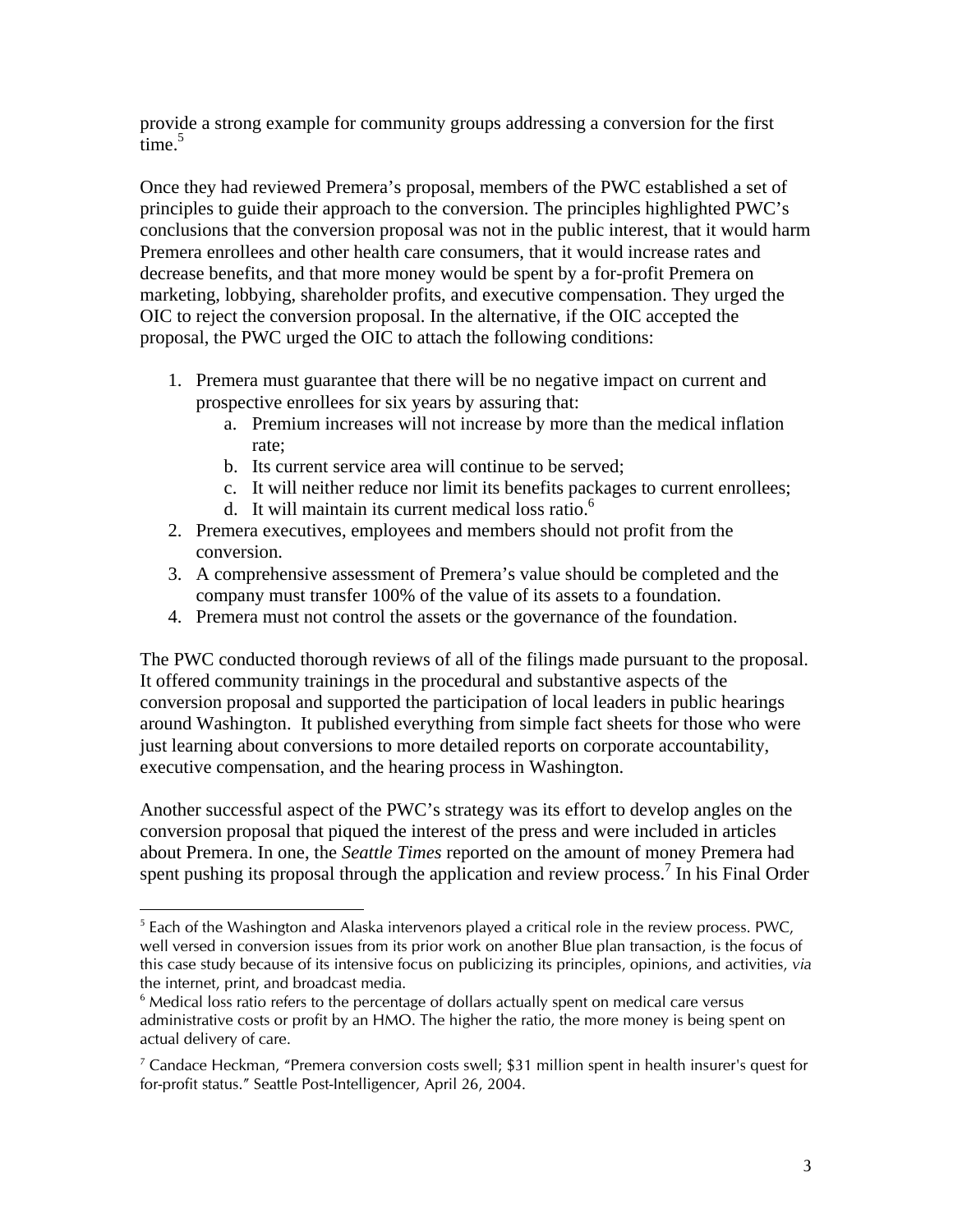provide a strong example for community groups addressing a conversion for the first time.[5]

Once they had reviewed Premera's proposal, members of the PWC established a set of principles to guide their approach to the conversion. The principles highlighted PWC's conclusions that the conversion proposal was not in the public interest, that it would harm Premera enrollees and other health care consumers, that it would increase rates and decrease benefits, and that more money would be spent by a for-profit Premera on marketing, lobbying, shareholder profits, and executive compensation. They urged the OIC to reject the conversion proposal. In the alternative, if the OIC accepted the proposal, the PWC urged the OIC to attach the following conditions:

1. Premera must guarantee that there will be no negative impact on current and prospective enrollees for six years by assuring that:
   a. Premium increases will not increase by more than the medical inflation rate;
   b. Its current service area will continue to be served;
   c. It will neither reduce nor limit its benefits packages to current enrollees;
   d. It will maintain its current medical loss ratio.[6]
2. Premera executives, employees and members should not profit from the conversion.
3. A comprehensive assessment of Premera's value should be completed and the company must transfer 100% of the value of its assets to a foundation.
4. Premera must not control the assets or the governance of the foundation.

The PWC conducted thorough reviews of all of the filings made pursuant to the proposal. It offered community trainings in the procedural and substantive aspects of the conversion proposal and supported the participation of local leaders in public hearings around Washington. It published everything from simple fact sheets for those who were just learning about conversions to more detailed reports on corporate accountability, executive compensation, and the hearing process in Washington.

Another successful aspect of the PWC's strategy was its effort to develop angles on the conversion proposal that piqued the interest of the press and were included in articles about Premera. In one, the *Seattle Times* reported on the amount of money Premera had spent pushing its proposal through the application and review process.[7] In his Final Order

---

[5] Each of the Washington and Alaska intervenors played a critical role in the review process. PWC, well versed in conversion issues from its prior work on another Blue plan transaction, is the focus of this case study because of its intensive focus on publicizing its principles, opinions, and activities, *via* the internet, print, and broadcast media.

[6] Medical loss ratio refers to the percentage of dollars actually spent on medical care versus administrative costs or profit by an HMO. The higher the ratio, the more money is being spent on actual delivery of care.

[7] Candace Heckman, "Premera conversion costs swell; $31 million spent in health insurer's quest for for-profit status." Seattle Post-Intelligencer, April 26, 2004.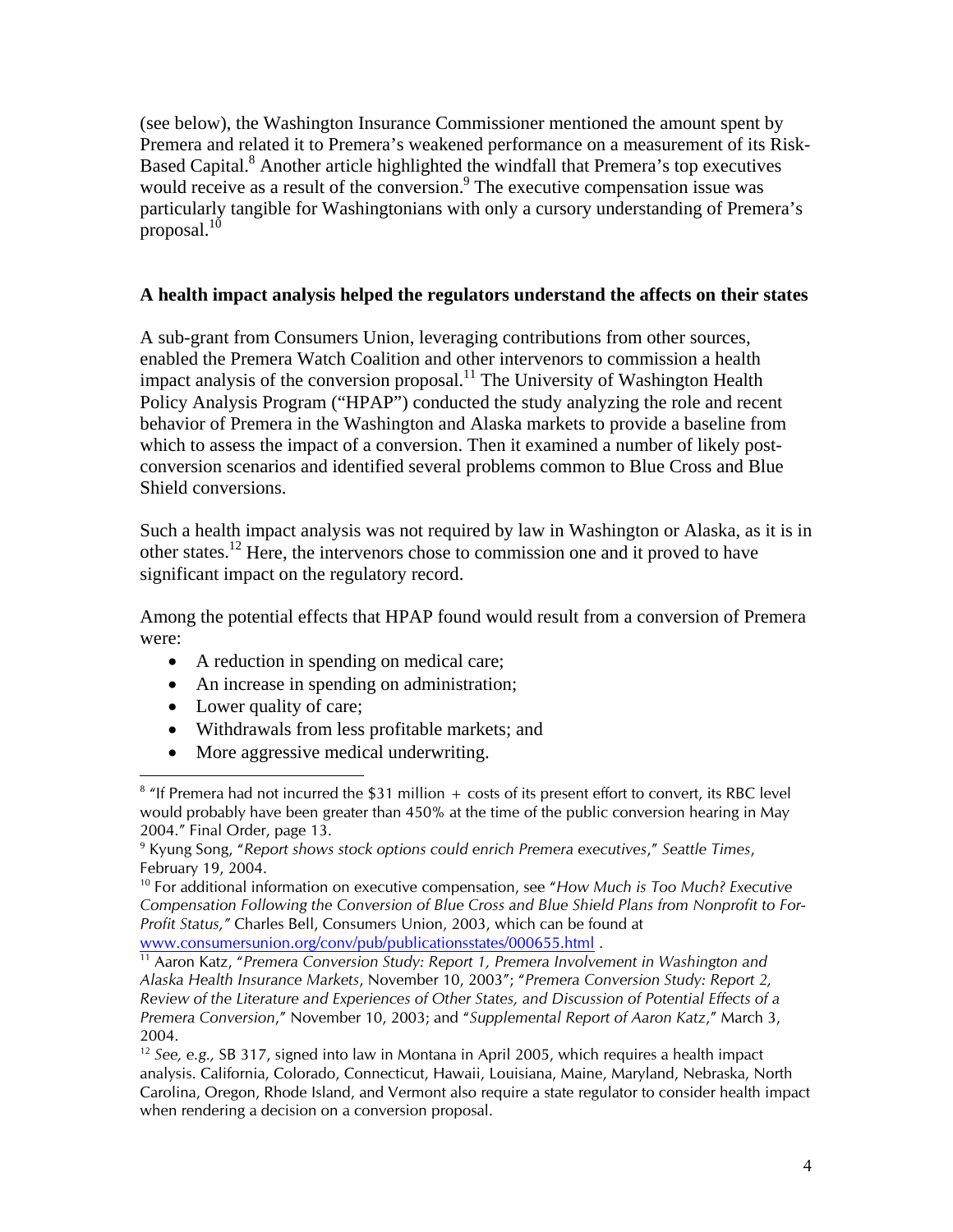(see below), the Washington Insurance Commissioner mentioned the amount spent by Premera and related it to Premera's weakened performance on a measurement of its Risk-Based Capital.[8] Another article highlighted the windfall that Premera's top executives would receive as a result of the conversion.[9] The executive compensation issue was particularly tangible for Washingtonians with only a cursory understanding of Premera's proposal.[10]

**A health impact analysis helped the regulators understand the affects on their states**

A sub-grant from Consumers Union, leveraging contributions from other sources, enabled the Premera Watch Coalition and other intervenors to commission a health impact analysis of the conversion proposal.[11] The University of Washington Health Policy Analysis Program ("HPAP") conducted the study analyzing the role and recent behavior of Premera in the Washington and Alaska markets to provide a baseline from which to assess the impact of a conversion. Then it examined a number of likely post-conversion scenarios and identified several problems common to Blue Cross and Blue Shield conversions.

Such a health impact analysis was not required by law in Washington or Alaska, as it is in other states.[12] Here, the intervenors chose to commission one and it proved to have significant impact on the regulatory record.

Among the potential effects that HPAP found would result from a conversion of Premera were:

- A reduction in spending on medical care;
- An increase in spending on administration;
- Lower quality of care;
- Withdrawals from less profitable markets; and
- More aggressive medical underwriting.

---

[8] "If Premera had not incurred the $31 million + costs of its present effort to convert, its RBC level would probably have been greater than 450% at the time of the public conversion hearing in May 2004." Final Order, page 13.

[9] Kyung Song, "*Report shows stock options could enrich Premera executives*," *Seattle Times*, February 19, 2004.

[10] For additional information on executive compensation, see "*How Much is Too Much? Executive Compensation Following the Conversion of Blue Cross and Blue Shield Plans from Nonprofit to For-Profit Status,"* Charles Bell, Consumers Union, 2003, which can be found at www.consumersunion.org/conv/pub/publicationsstates/000655.html .

[11] Aaron Katz, "*Premera Conversion Study: Report 1, Premera Involvement in Washington and Alaska Health Insurance Markets*, November 10, 2003"; "*Premera Conversion Study: Report 2, Review of the Literature and Experiences of Other States, and Discussion of Potential Effects of a Premera Conversion*," November 10, 2003; and "*Supplemental Report of Aaron Katz*," March 3, 2004.

[12] *See, e.g.*, SB 317, signed into law in Montana in April 2005, which requires a health impact analysis. California, Colorado, Connecticut, Hawaii, Louisiana, Maine, Maryland, Nebraska, North Carolina, Oregon, Rhode Island, and Vermont also require a state regulator to consider health impact when rendering a decision on a conversion proposal.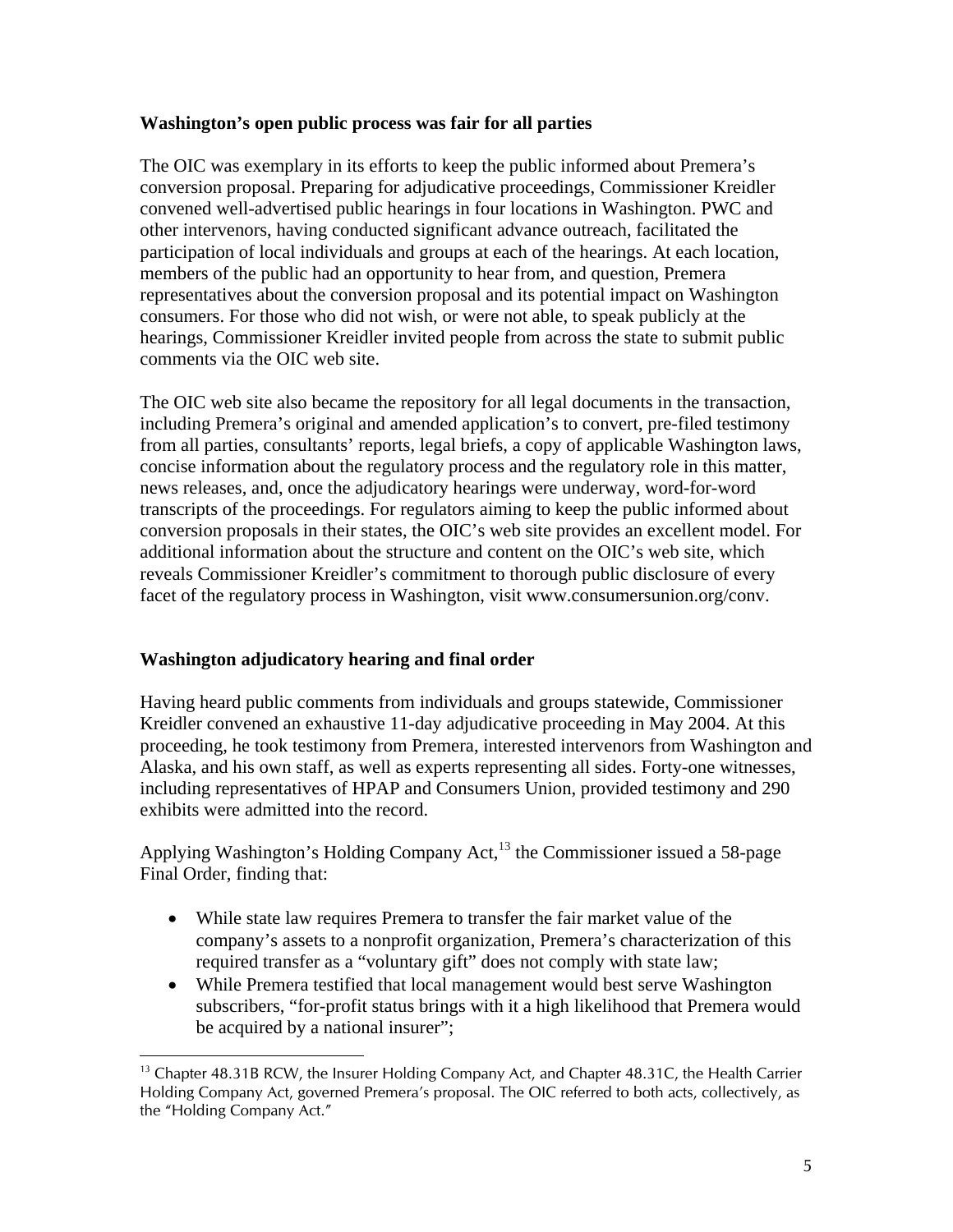**Washington's open public process was fair for all parties**

The OIC was exemplary in its efforts to keep the public informed about Premera's conversion proposal. Preparing for adjudicative proceedings, Commissioner Kreidler convened well-advertised public hearings in four locations in Washington. PWC and other intervenors, having conducted significant advance outreach, facilitated the participation of local individuals and groups at each of the hearings. At each location, members of the public had an opportunity to hear from, and question, Premera representatives about the conversion proposal and its potential impact on Washington consumers. For those who did not wish, or were not able, to speak publicly at the hearings, Commissioner Kreidler invited people from across the state to submit public comments via the OIC web site.

The OIC web site also became the repository for all legal documents in the transaction, including Premera's original and amended application's to convert, pre-filed testimony from all parties, consultants' reports, legal briefs, a copy of applicable Washington laws, concise information about the regulatory process and the regulatory role in this matter, news releases, and, once the adjudicatory hearings were underway, word-for-word transcripts of the proceedings. For regulators aiming to keep the public informed about conversion proposals in their states, the OIC's web site provides an excellent model. For additional information about the structure and content on the OIC's web site, which reveals Commissioner Kreidler's commitment to thorough public disclosure of every facet of the regulatory process in Washington, visit www.consumersunion.org/conv.

**Washington adjudicatory hearing and final order**

Having heard public comments from individuals and groups statewide, Commissioner Kreidler convened an exhaustive 11-day adjudicative proceeding in May 2004. At this proceeding, he took testimony from Premera, interested intervenors from Washington and Alaska, and his own staff, as well as experts representing all sides. Forty-one witnesses, including representatives of HPAP and Consumers Union, provided testimony and 290 exhibits were admitted into the record.

Applying Washington's Holding Company Act,[13] the Commissioner issued a 58-page Final Order, finding that:

- While state law requires Premera to transfer the fair market value of the company's assets to a nonprofit organization, Premera's characterization of this required transfer as a "voluntary gift" does not comply with state law;
- While Premera testified that local management would best serve Washington subscribers, "for-profit status brings with it a high likelihood that Premera would be acquired by a national insurer";

[13] Chapter 48.31B RCW, the Insurer Holding Company Act, and Chapter 48.31C, the Health Carrier Holding Company Act, governed Premera's proposal. The OIC referred to both acts, collectively, as the "Holding Company Act."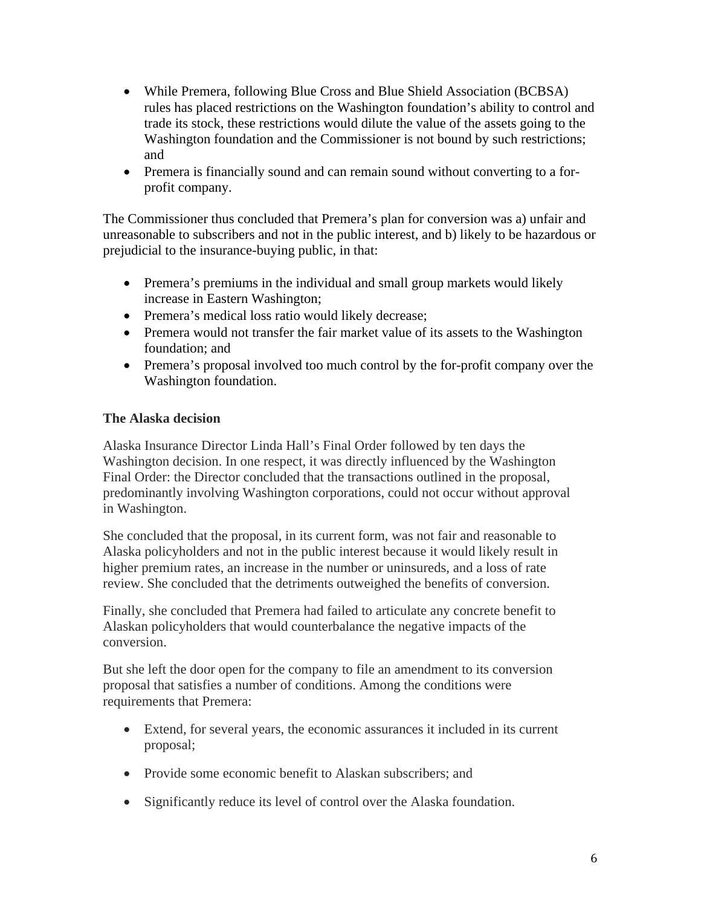- While Premera, following Blue Cross and Blue Shield Association (BCBSA) rules has placed restrictions on the Washington foundation's ability to control and trade its stock, these restrictions would dilute the value of the assets going to the Washington foundation and the Commissioner is not bound by such restrictions; and
- Premera is financially sound and can remain sound without converting to a for-profit company.

The Commissioner thus concluded that Premera's plan for conversion was a) unfair and unreasonable to subscribers and not in the public interest, and b) likely to be hazardous or prejudicial to the insurance-buying public, in that:

- Premera's premiums in the individual and small group markets would likely increase in Eastern Washington;
- Premera's medical loss ratio would likely decrease;
- Premera would not transfer the fair market value of its assets to the Washington foundation; and
- Premera's proposal involved too much control by the for-profit company over the Washington foundation.

**The Alaska decision**

Alaska Insurance Director Linda Hall's Final Order followed by ten days the Washington decision. In one respect, it was directly influenced by the Washington Final Order: the Director concluded that the transactions outlined in the proposal, predominantly involving Washington corporations, could not occur without approval in Washington.

She concluded that the proposal, in its current form, was not fair and reasonable to Alaska policyholders and not in the public interest because it would likely result in higher premium rates, an increase in the number or uninsureds, and a loss of rate review. She concluded that the detriments outweighed the benefits of conversion.

Finally, she concluded that Premera had failed to articulate any concrete benefit to Alaskan policyholders that would counterbalance the negative impacts of the conversion.

But she left the door open for the company to file an amendment to its conversion proposal that satisfies a number of conditions. Among the conditions were requirements that Premera:

- Extend, for several years, the economic assurances it included in its current proposal;
- Provide some economic benefit to Alaskan subscribers; and
- Significantly reduce its level of control over the Alaska foundation.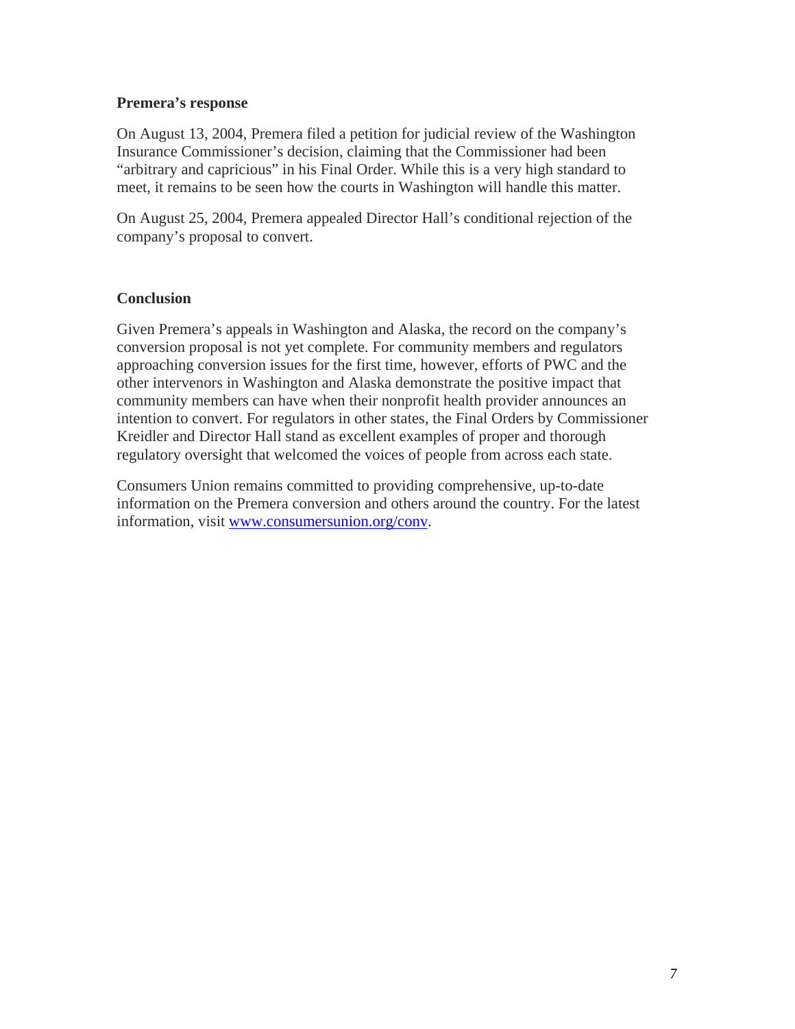**Premera's response**

On August 13, 2004, Premera filed a petition for judicial review of the Washington Insurance Commissioner's decision, claiming that the Commissioner had been "arbitrary and capricious" in his Final Order. While this is a very high standard to meet, it remains to be seen how the courts in Washington will handle this matter.

On August 25, 2004, Premera appealed Director Hall's conditional rejection of the company's proposal to convert.

**Conclusion**

Given Premera's appeals in Washington and Alaska, the record on the company's conversion proposal is not yet complete. For community members and regulators approaching conversion issues for the first time, however, efforts of PWC and the other intervenors in Washington and Alaska demonstrate the positive impact that community members can have when their nonprofit health provider announces an intention to convert. For regulators in other states, the Final Orders by Commissioner Kreidler and Director Hall stand as excellent examples of proper and thorough regulatory oversight that welcomed the voices of people from across each state.

Consumers Union remains committed to providing comprehensive, up-to-date information on the Premera conversion and others around the country. For the latest information, visit [www.consumersunion.org/conv](http://www.consumersunion.org/conv).